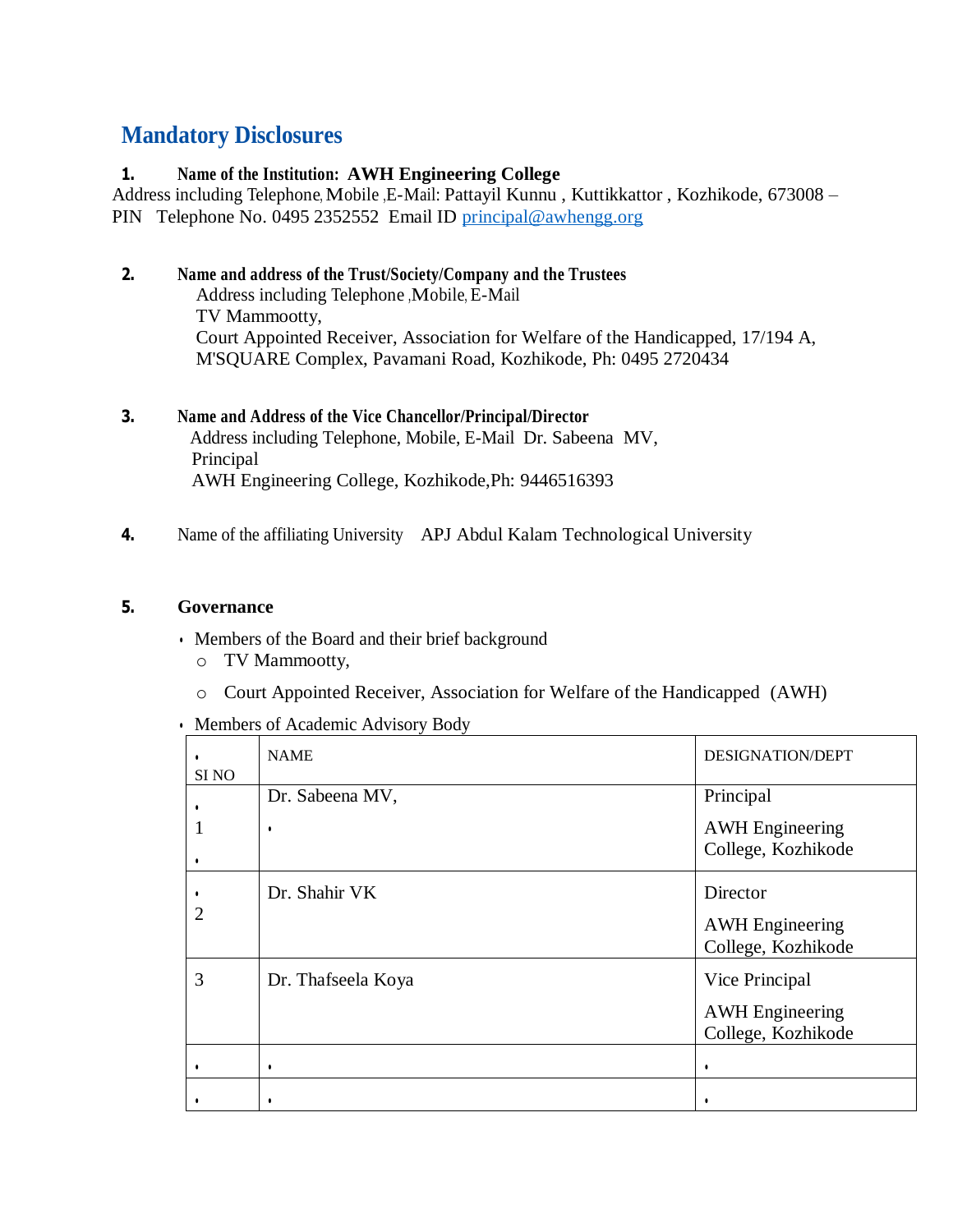# Mandatory Disclosures

**1. Name of the Institution: AWH Engineering College**

Address including Telephone, Mobile ,E-Mail: Pattayil Kunnu , Kuttikkattor , Kozhikode, 673008 – PIN Telephone No. 0495 2352552 Email ID principal@awhengg.org

**2. Name and address of the Trust/Society/Company and the Trustees**

Address including Telephone ,Mobile, E-Mail
TV Mammootty,
Court Appointed Receiver, Association for Welfare of the Handicapped, 17/194 A, M'SQUARE Complex, Pavamani Road, Kozhikode, Ph: 0495 2720434

**3. Name and Address of the Vice Chancellor/Principal/Director**

Address including Telephone, Mobile, E-Mail Dr. Sabeena MV,
Principal
AWH Engineering College, Kozhikode,Ph: 9446516393

**4.** Name of the affiliating University APJ Abdul Kalam Technological University

**5. Governance**

- Members of the Board and their brief background
  - TV Mammootty,
  - Court Appointed Receiver, Association for Welfare of the Handicapped (AWH)
- Members of Academic Advisory Body

| SI NO | NAME | DESIGNATION/DEPT |
|---|---|---|
| 1 | Dr. Sabeena MV, | Principal<br>AWH Engineering College, Kozhikode |
| 2 | Dr. Shahir VK | Director<br>AWH Engineering College, Kozhikode |
| 3 | Dr. Thafseela Koya | Vice Principal<br>AWH Engineering College, Kozhikode |
| | | |
| | | |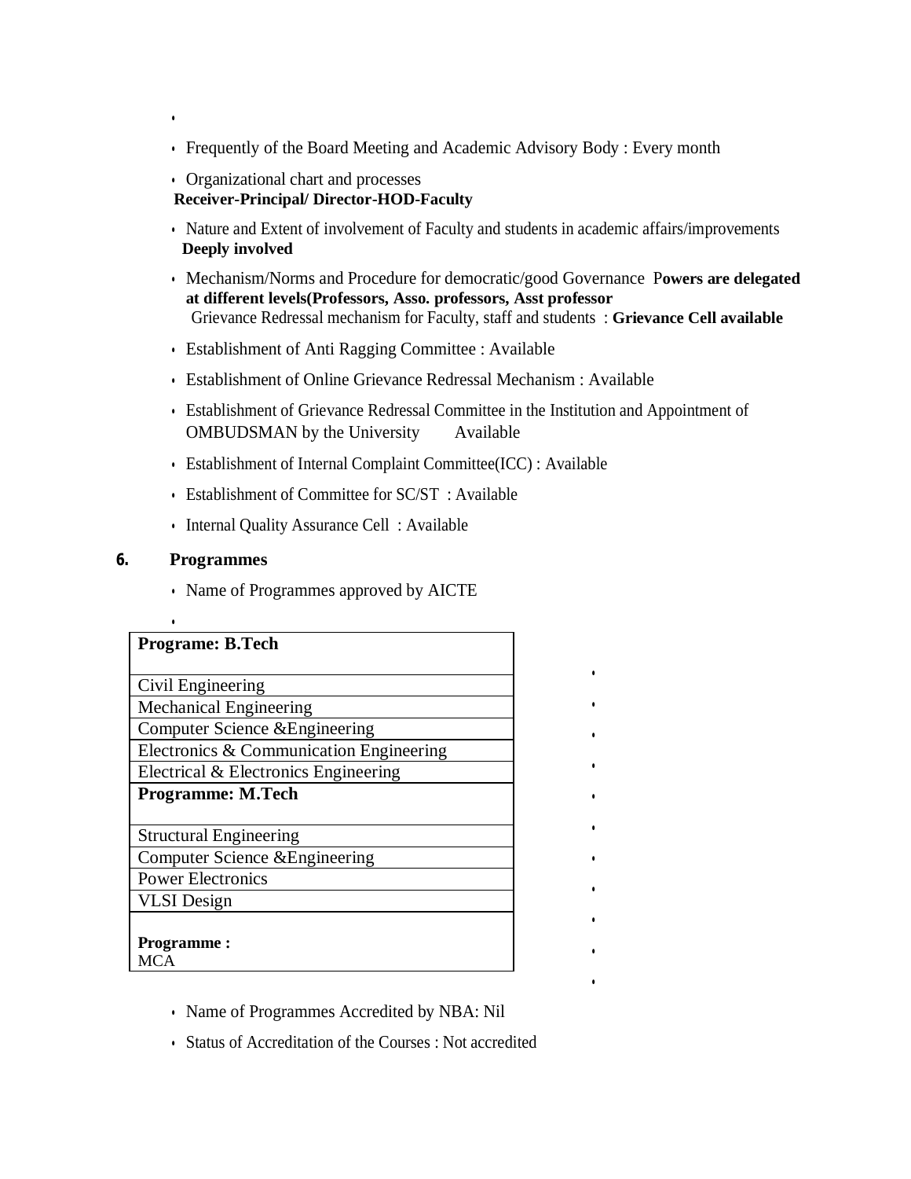- Frequently of the Board Meeting and Academic Advisory Body : Every month
- Organizational chart and processes

 **Receiver-Principal/ Director-HOD-Faculty**

- Nature and Extent of involvement of Faculty and students in academic affairs/improvements

 **Deeply involved**

- Mechanism/Norms and Procedure for democratic/good Governance P**owers are delegated at different levels(Professors, Asso. professors, Asst professor**

 Grievance Redressal mechanism for Faculty, staff and students : **Grievance Cell available**

- Establishment of Anti Ragging Committee : Available
- Establishment of Online Grievance Redressal Mechanism : Available
- Establishment of Grievance Redressal Committee in the Institution and Appointment of OMBUDSMAN by the University Available
- Establishment of Internal Complaint Committee(ICC) : Available
- Establishment of Committee for SC/ST : Available
- Internal Quality Assurance Cell : Available

## 6. Programmes

- Name of Programmes approved by AICTE

| **Programe: B.Tech** |
|---|
| Civil Engineering |
| Mechanical Engineering |
| Computer Science &Engineering |
| Electronics & Communication Engineering |
| Electrical & Electronics Engineering |
| **Programme: M.Tech** |
| Structural Engineering |
| Computer Science &Engineering |
| Power Electronics |
| VLSI Design |
| **Programme :** MCA |

- Name of Programmes Accredited by NBA: Nil
- Status of Accreditation of the Courses : Not accredited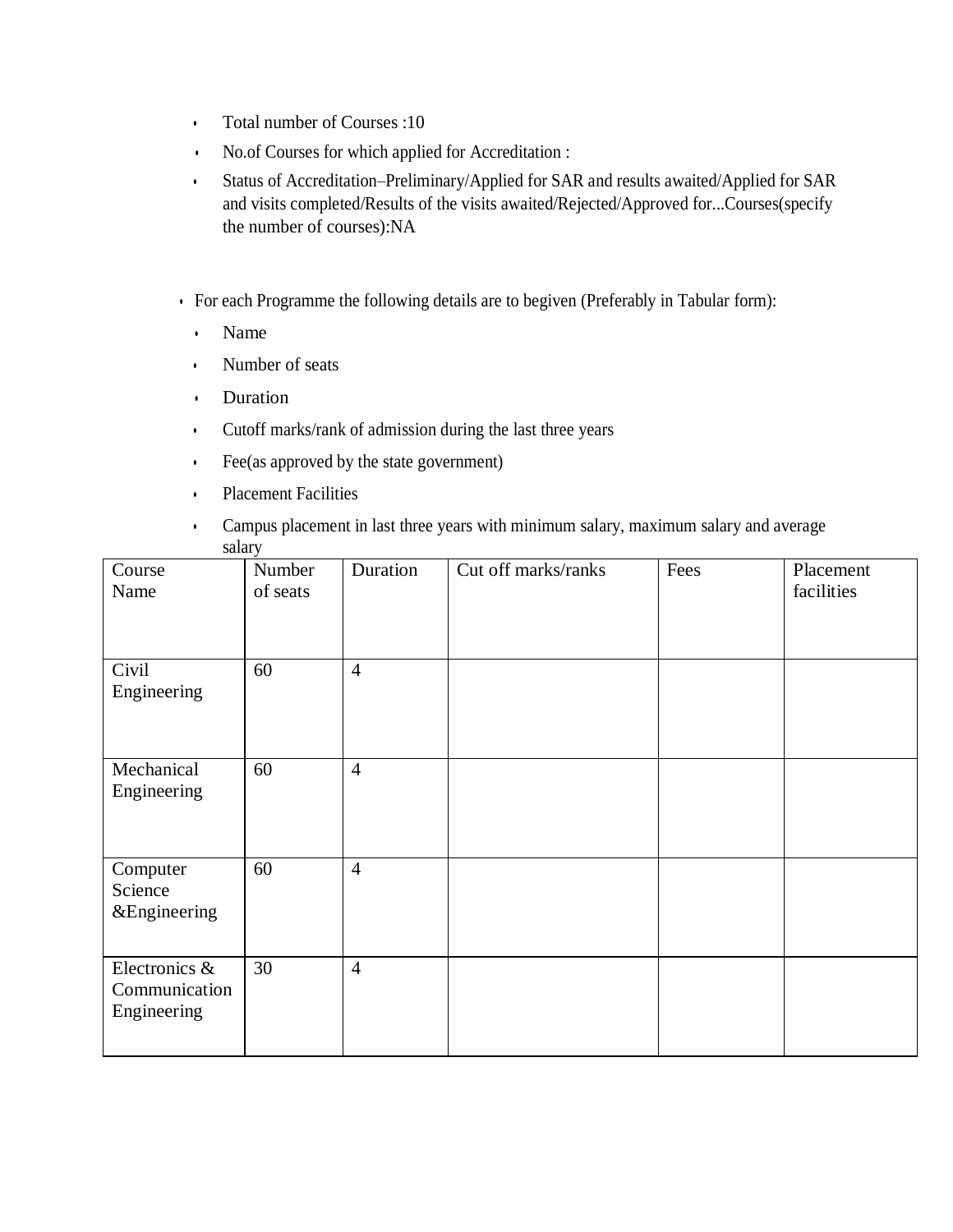- Total number of Courses :10
- No.of Courses for which applied for Accreditation :
- Status of Accreditation–Preliminary/Applied for SAR and results awaited/Applied for SAR and visits completed/Results of the visits awaited/Rejected/Approved for...Courses(specify the number of courses):NA

- For each Programme the following details are to begiven (Preferably in Tabular form):
  - Name
  - Number of seats
  - Duration
  - Cutoff marks/rank of admission during the last three years
  - Fee(as approved by the state government)
  - Placement Facilities
  - Campus placement in last three years with minimum salary, maximum salary and average salary

| Course Name | Number of seats | Duration | Cut off marks/ranks | Fees | Placement facilities |
|---|---|---|---|---|---|
| Civil Engineering | 60 | 4 | | | |
| Mechanical Engineering | 60 | 4 | | | |
| Computer Science &Engineering | 60 | 4 | | | |
| Electronics & Communication Engineering | 30 | 4 | | | |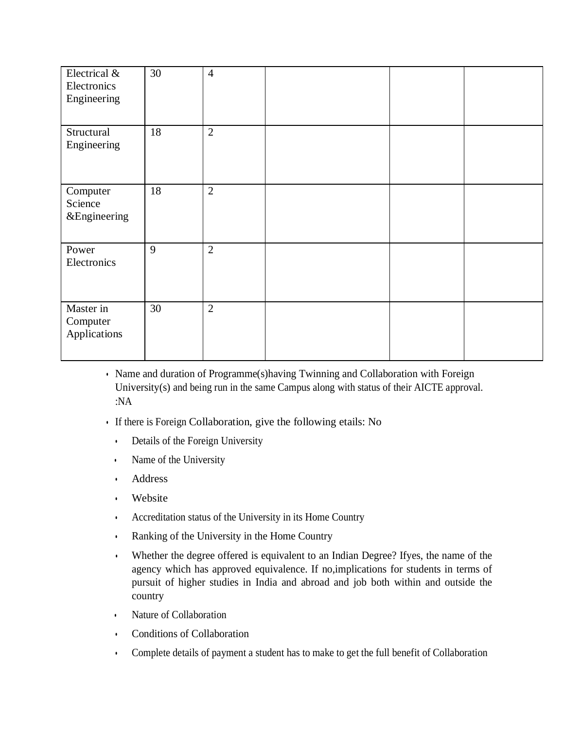| | | | | | |
|---|---|---|---|---|---|
| Electrical & Electronics Engineering | 30 | 4 | | | |
| Structural Engineering | 18 | 2 | | | |
| Computer Science &Engineering | 18 | 2 | | | |
| Power Electronics | 9 | 2 | | | |
| Master in Computer Applications | 30 | 2 | | | |

- Name and duration of Programme(s)having Twinning and Collaboration with Foreign University(s) and being run in the same Campus along with status of their AICTE approval. :NA
- If there is Foreign Collaboration, give the following etails: No
  - Details of the Foreign University
  - Name of the University
  - Address
  - Website
  - Accreditation status of the University in its Home Country
  - Ranking of the University in the Home Country
  - Whether the degree offered is equivalent to an Indian Degree? Ifyes, the name of the agency which has approved equivalence. If no,implications for students in terms of pursuit of higher studies in India and abroad and job both within and outside the country
  - Nature of Collaboration
  - Conditions of Collaboration
  - Complete details of payment a student has to make to get the full benefit of Collaboration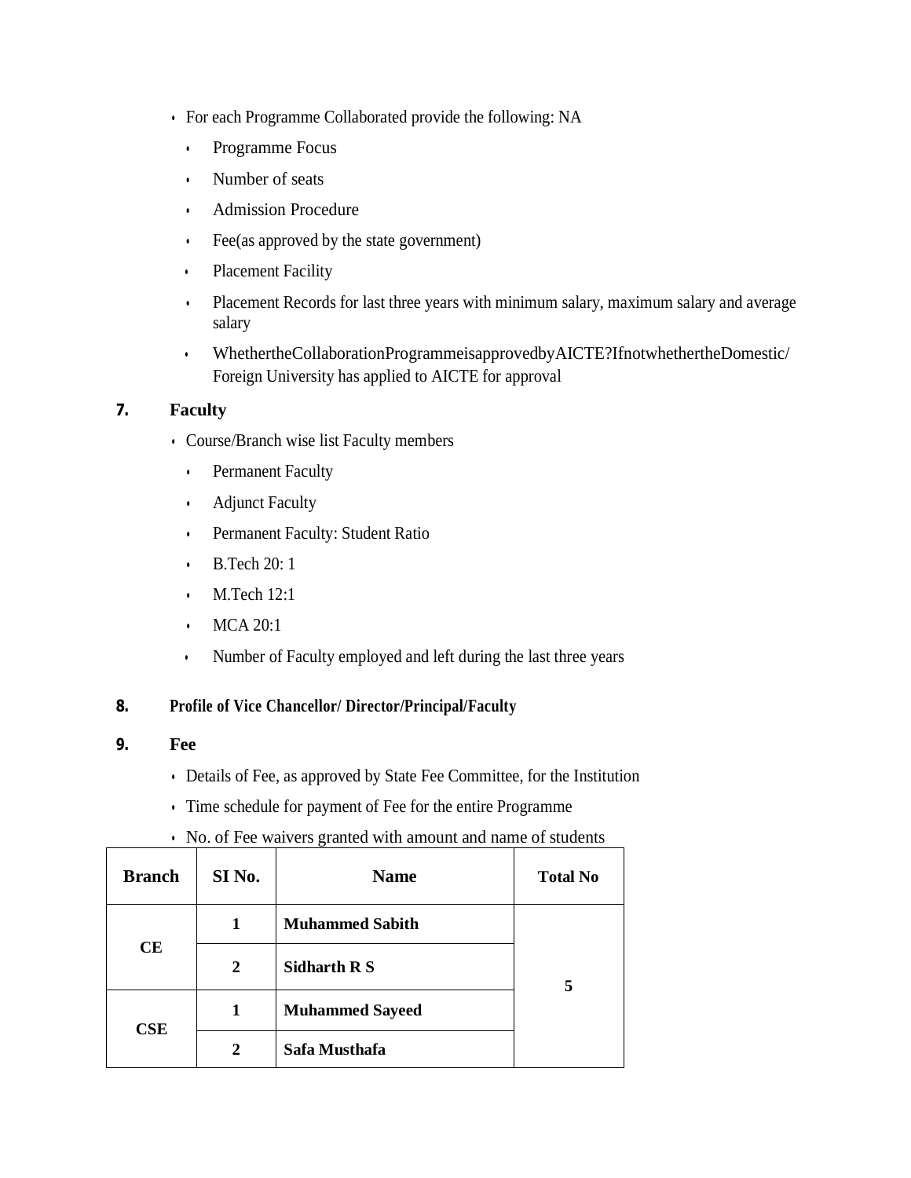- For each Programme Collaborated provide the following: NA
  - Programme Focus
  - Number of seats
  - Admission Procedure
  - Fee(as approved by the state government)
  - Placement Facility
  - Placement Records for last three years with minimum salary, maximum salary and average salary
  - WhetherttheCollaborationProgrammeisapprovedbyAICTE?IfnotwhethertheDomestic/ Foreign University has applied to AICTE for approval

**7. Faculty**

- Course/Branch wise list Faculty members
  - Permanent Faculty
  - Adjunct Faculty
  - Permanent Faculty: Student Ratio
  - B.Tech 20: 1
  - M.Tech 12:1
  - MCA 20:1
  - Number of Faculty employed and left during the last three years

**8. Profile of Vice Chancellor/ Director/Principal/Faculty**

**9. Fee**

- Details of Fee, as approved by State Fee Committee, for the Institution
- Time schedule for payment of Fee for the entire Programme
- No. of Fee waivers granted with amount and name of students

| Branch | SI No. | Name | Total No |
|---|---|---|---|
| CE | 1 | Muhammed Sabith | 5 |
| | 2 | Sidharth R S | |
| CSE | 1 | Muhammed Sayeed | |
| | 2 | Safa Musthafa | |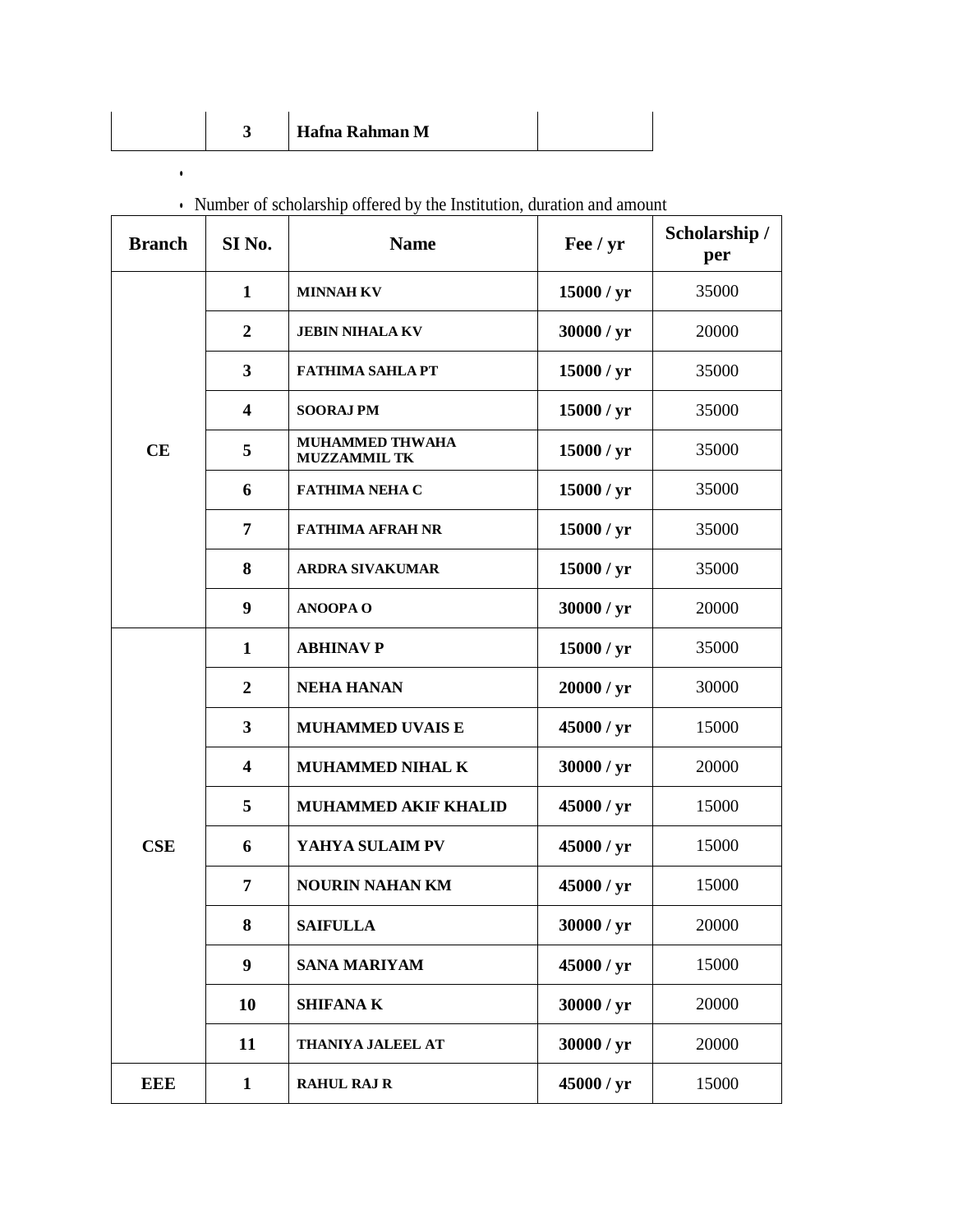|  | 3 | Hafna Rahman M |  |
|---|---|---|---|

- Number of scholarship offered by the Institution, duration and amount

| Branch | SI No. | Name | Fee / yr | Scholarship / per |
|---|---|---|---|---|
| CE | 1 | MINNAH KV | 15000 / yr | 35000 |
|  | 2 | JEBIN NIHALA KV | 30000 / yr | 20000 |
|  | 3 | FATHIMA SAHLA PT | 15000 / yr | 35000 |
|  | 4 | SOORAJ PM | 15000 / yr | 35000 |
|  | 5 | MUHAMMED THWAHA MUZZAMMIL TK | 15000 / yr | 35000 |
|  | 6 | FATHIMA NEHA C | 15000 / yr | 35000 |
|  | 7 | FATHIMA AFRAH NR | 15000 / yr | 35000 |
|  | 8 | ARDRA SIVAKUMAR | 15000 / yr | 35000 |
|  | 9 | ANOOPA O | 30000 / yr | 20000 |
| CSE | 1 | ABHINAV P | 15000 / yr | 35000 |
|  | 2 | NEHA HANAN | 20000 / yr | 30000 |
|  | 3 | MUHAMMED UVAIS E | 45000 / yr | 15000 |
|  | 4 | MUHAMMED NIHAL K | 30000 / yr | 20000 |
|  | 5 | MUHAMMED AKIF KHALID | 45000 / yr | 15000 |
|  | 6 | YAHYA SULAIM PV | 45000 / yr | 15000 |
|  | 7 | NOURIN NAHAN KM | 45000 / yr | 15000 |
|  | 8 | SAIFULLA | 30000 / yr | 20000 |
|  | 9 | SANA MARIYAM | 45000 / yr | 15000 |
|  | 10 | SHIFANA K | 30000 / yr | 20000 |
|  | 11 | THANIYA JALEEL AT | 30000 / yr | 20000 |
| EEE | 1 | RAHUL RAJ R | 45000 / yr | 15000 |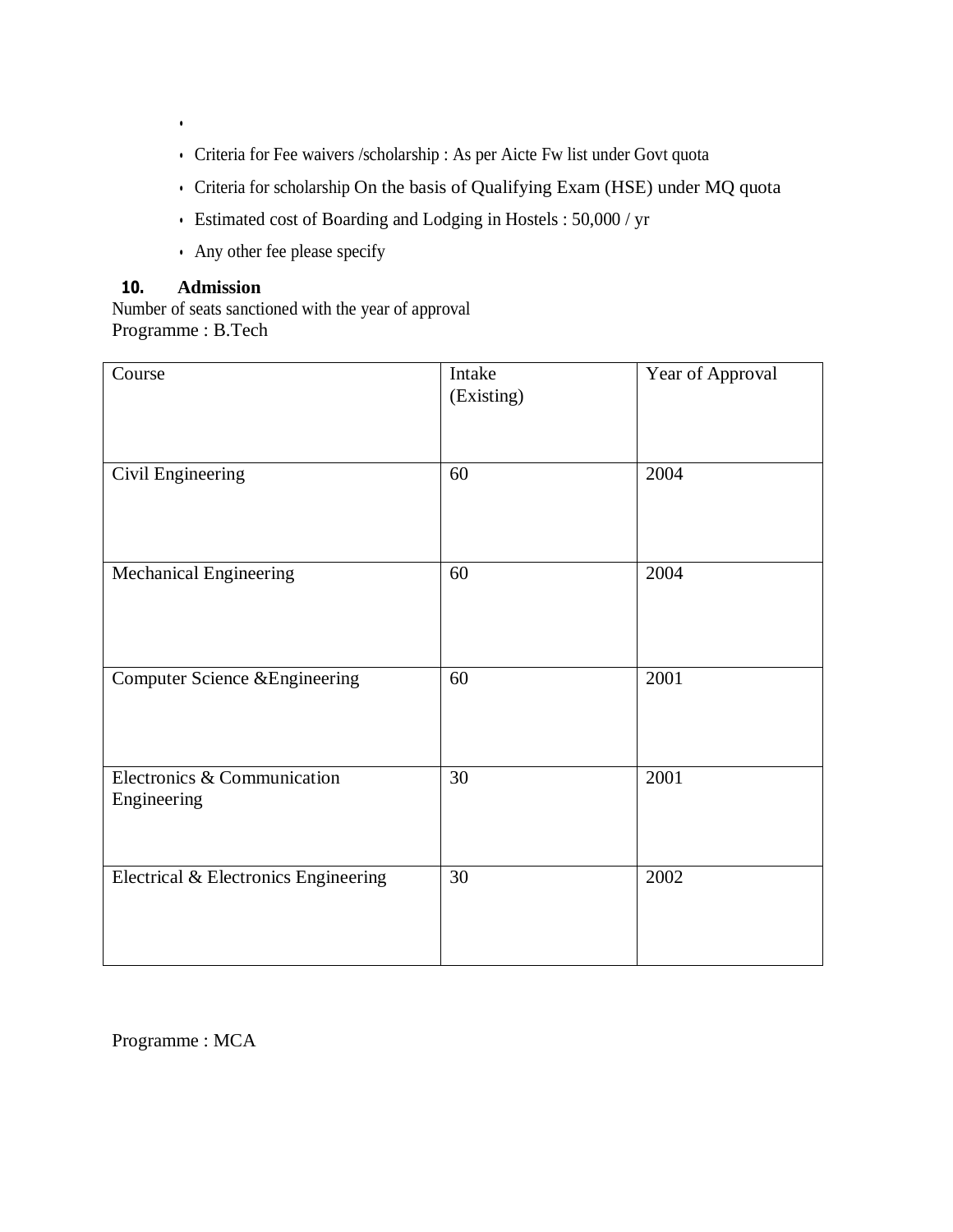- Criteria for Fee waivers /scholarship : As per Aicte Fw list under Govt quota
- Criteria for scholarship On the basis of Qualifying Exam (HSE) under MQ quota
- Estimated cost of Boarding and Lodging in Hostels : 50,000 / yr
- Any other fee please specify

## 10. Admission

Number of seats sanctioned with the year of approval

Programme : B.Tech

| Course | Intake (Existing) | Year of Approval |
|---|---|---|
| Civil Engineering | 60 | 2004 |
| Mechanical Engineering | 60 | 2004 |
| Computer Science &Engineering | 60 | 2001 |
| Electronics & Communication Engineering | 30 | 2001 |
| Electrical & Electronics Engineering | 30 | 2002 |

Programme : MCA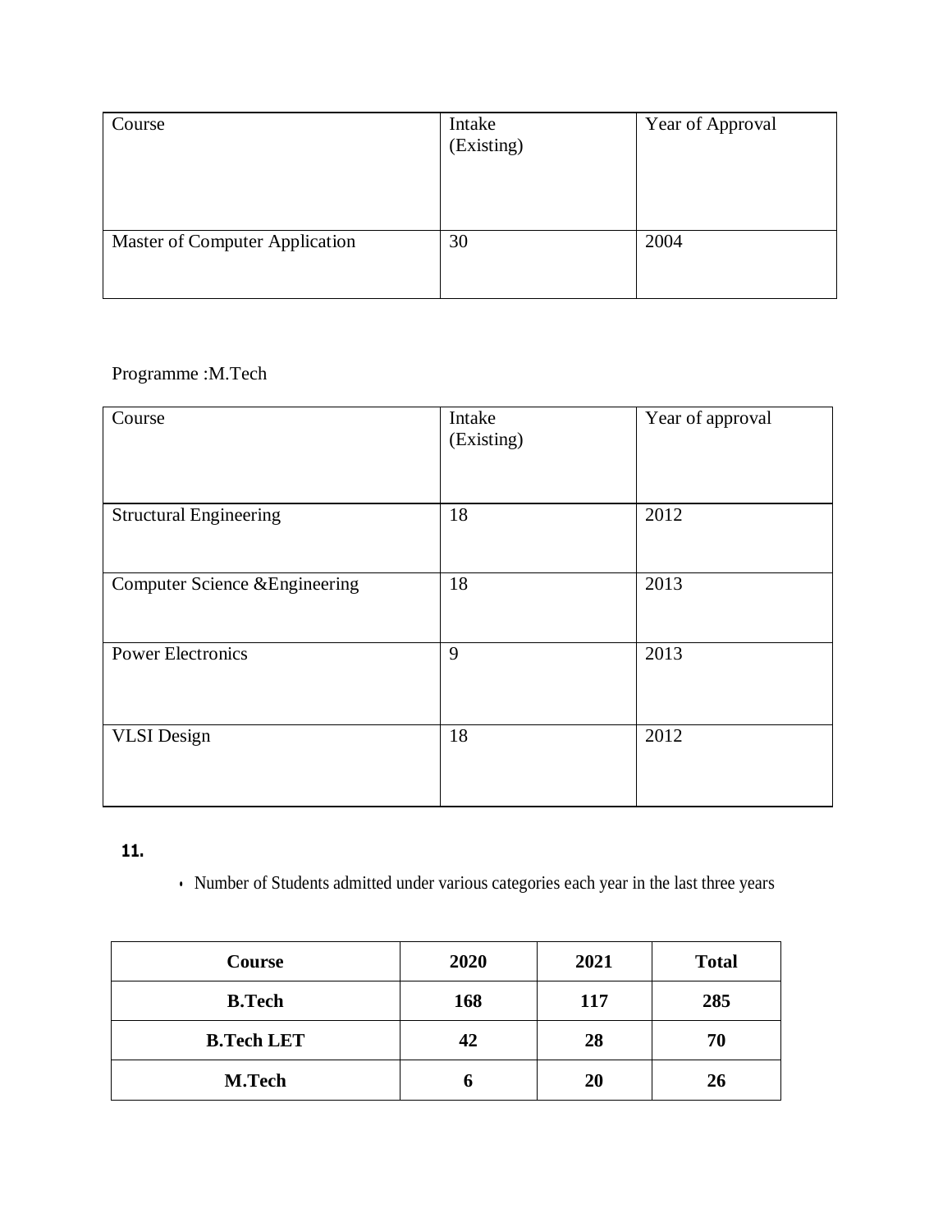| Course | Intake (Existing) | Year of Approval |
|---|---|---|
| Master of Computer Application | 30 | 2004 |

Programme :M.Tech

| Course | Intake (Existing) | Year of approval |
|---|---|---|
| Structural Engineering | 18 | 2012 |
| Computer Science &Engineering | 18 | 2013 |
| Power Electronics | 9 | 2013 |
| VLSI Design | 18 | 2012 |

**11.**

- Number of Students admitted under various categories each year in the last three years

| Course | 2020 | 2021 | Total |
|---|---|---|---|
| **B.Tech** | **168** | **117** | **285** |
| **B.Tech LET** | **42** | **28** | **70** |
| **M.Tech** | **6** | **20** | **26** |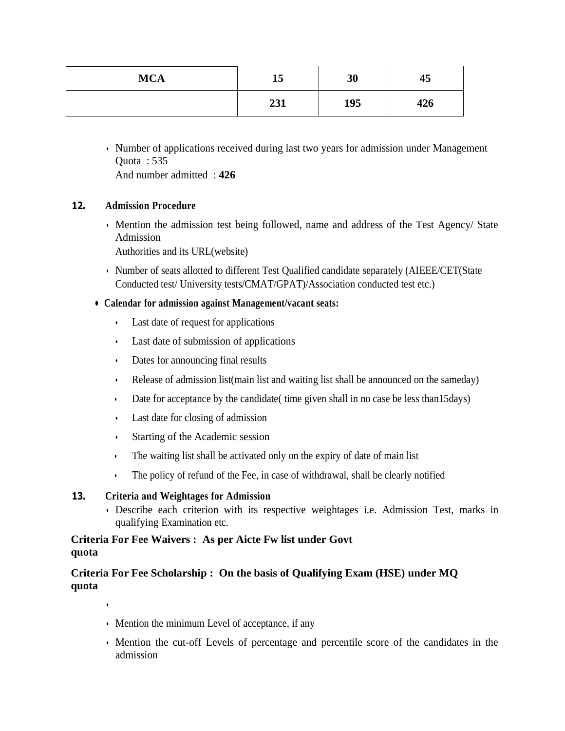| MCA | 15 | 30 | 45 |
|---|---|---|---|
| | 231 | 195 | 426 |

- Number of applications received during last two years for admission under Management Quota : 535
  And number admitted : **426**

## 12. Admission Procedure

- Mention the admission test being followed, name and address of the Test Agency/ State Admission
  Authorities and its URL(website)
- Number of seats allotted to different Test Qualified candidate separately (AIEEE/CET(State Conducted test/ University tests/CMAT/GPAT)/Association conducted test etc.)

- **Calendar for admission against Management/vacant seats:**
  - Last date of request for applications
  - Last date of submission of applications
  - Dates for announcing final results
  - Release of admission list(main list and waiting list shall be announced on the sameday)
  - Date for acceptance by the candidate( time given shall in no case be less than15days)
  - Last date for closing of admission
  - Starting of the Academic session
  - The waiting list shall be activated only on the expiry of date of main list
  - The policy of refund of the Fee, in case of withdrawal, shall be clearly notified

## 13. Criteria and Weightages for Admission

- Describe each criterion with its respective weightages i.e. Admission Test, marks in qualifying Examination etc.

**Criteria For Fee Waivers : As per Aicte Fw list under Govt quota**

**Criteria For Fee Scholarship : On the basis of Qualifying Exam (HSE) under MQ quota**

- Mention the minimum Level of acceptance, if any
- Mention the cut-off Levels of percentage and percentile score of the candidates in the admission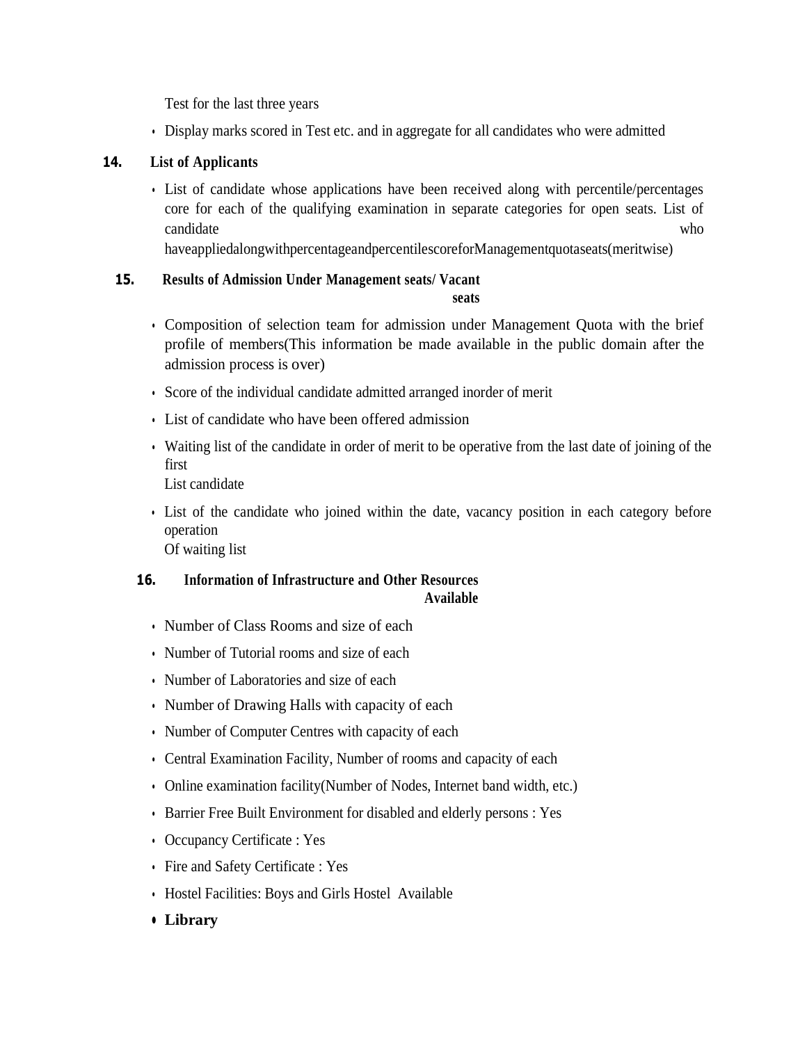Test for the last three years

- Display marks scored in Test etc. and in aggregate for all candidates who were admitted

## 14. List of Applicants

- List of candidate whose applications have been received along with percentile/percentages core for each of the qualifying examination in separate categories for open seats. List of candidate who haveappliedalongwithpercentageandpercentilescoreforManagementquotaseats(meritwise)

## 15. Results of Admission Under Management seats/ Vacant seats

- Composition of selection team for admission under Management Quota with the brief profile of members(This information be made available in the public domain after the admission process is over)
- Score of the individual candidate admitted arranged inorder of merit
- List of candidate who have been offered admission
- Waiting list of the candidate in order of merit to be operative from the last date of joining of the first
  List candidate
- List of the candidate who joined within the date, vacancy position in each category before operation
  Of waiting list

## 16. Information of Infrastructure and Other Resources Available

- Number of Class Rooms and size of each
- Number of Tutorial rooms and size of each
- Number of Laboratories and size of each
- Number of Drawing Halls with capacity of each
- Number of Computer Centres with capacity of each
- Central Examination Facility, Number of rooms and capacity of each
- Online examination facility(Number of Nodes, Internet band width, etc.)
- Barrier Free Built Environment for disabled and elderly persons : Yes
- Occupancy Certificate : Yes
- Fire and Safety Certificate : Yes
- Hostel Facilities: Boys and Girls Hostel Available
- **Library**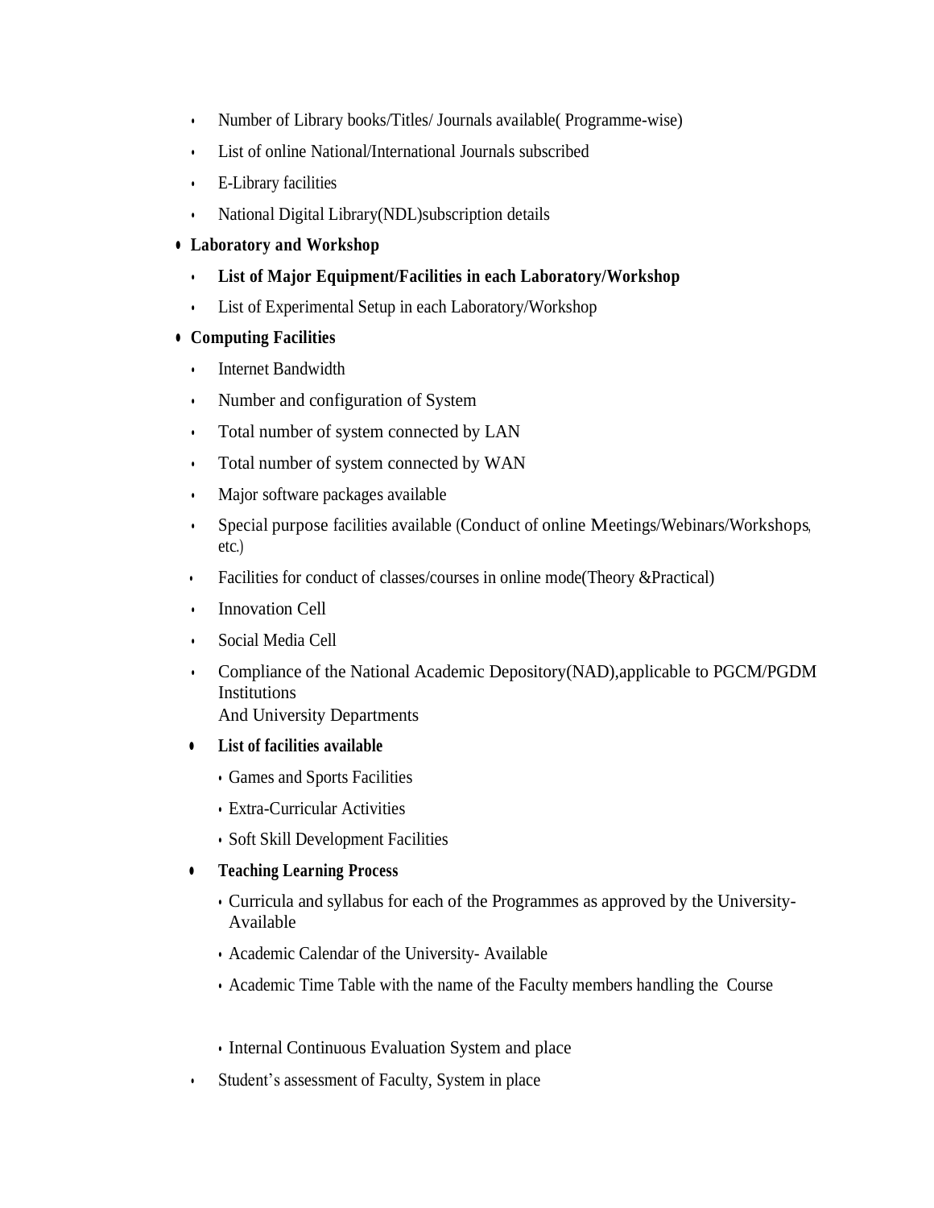- Number of Library books/Titles/ Journals available( Programme-wise)
- List of online National/International Journals subscribed
- E-Library facilities
- National Digital Library(NDL)subscription details

- **Laboratory and Workshop**
  - **List of Major Equipment/Facilities in each Laboratory/Workshop**
  - List of Experimental Setup in each Laboratory/Workshop

- **Computing Facilities**
  - Internet Bandwidth
  - Number and configuration of System
  - Total number of system connected by LAN
  - Total number of system connected by WAN
  - Major software packages available
  - Special purpose facilities available (Conduct of online Meetings/Webinars/Workshops, etc.)
  - Facilities for conduct of classes/courses in online mode(Theory &Practical)
  - Innovation Cell
  - Social Media Cell
  - Compliance of the National Academic Depository(NAD),applicable to PGCM/PGDM Institutions
    And University Departments

  - **List of facilities available**
    - Games and Sports Facilities
    - Extra-Curricular Activities
    - Soft Skill Development Facilities

  - **Teaching Learning Process**
    - Curricula and syllabus for each of the Programmes as approved by the University- Available
    - Academic Calendar of the University- Available
    - Academic Time Table with the name of the Faculty members handling the Course
    - Internal Continuous Evaluation System and place

  - Student's assessment of Faculty, System in place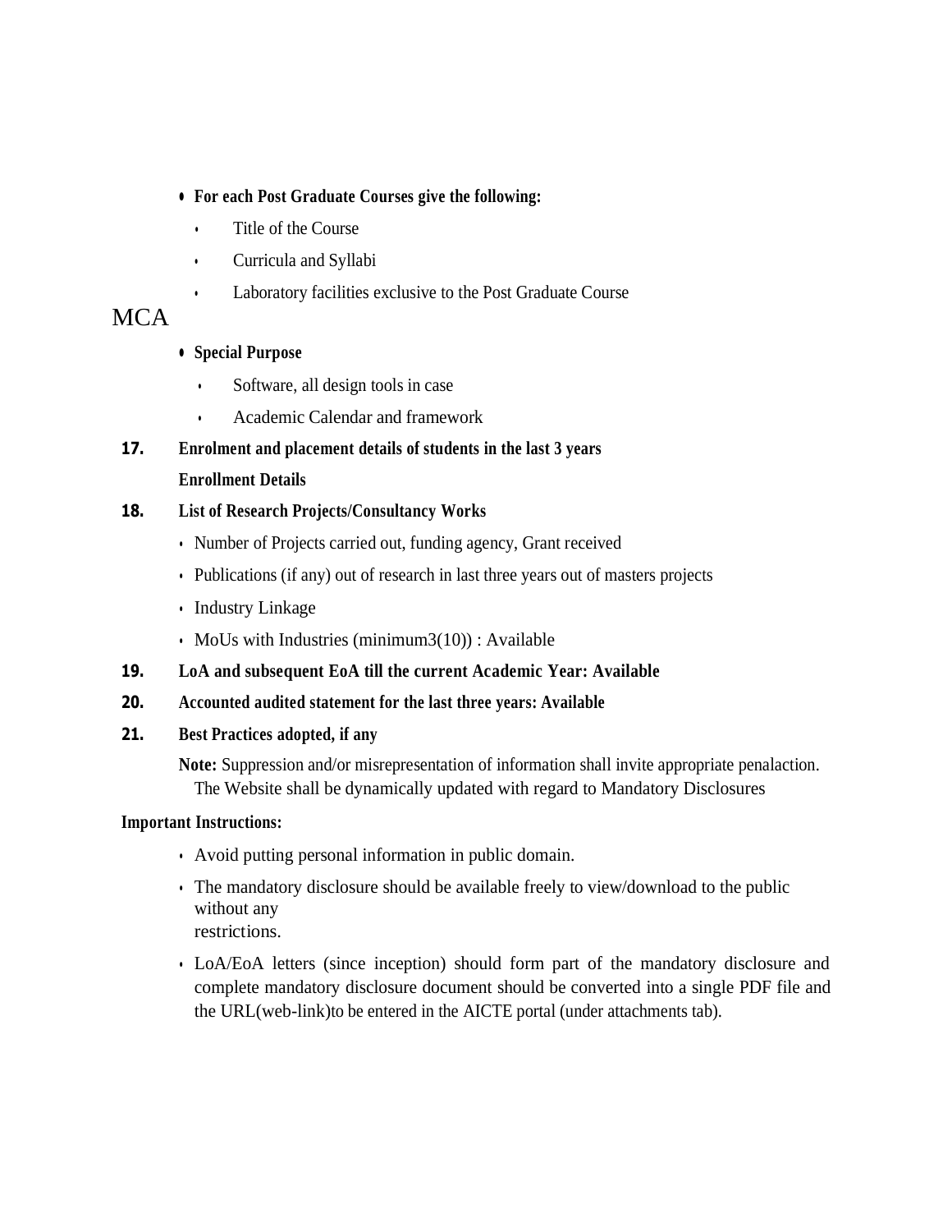- **For each Post Graduate Courses give the following:**
  - Title of the Course
  - Curricula and Syllabi
  - Laboratory facilities exclusive to the Post Graduate Course

MCA

- **Special Purpose**
  - Software, all design tools in case
  - Academic Calendar and framework

**17. Enrolment and placement details of students in the last 3 years**

**Enrollment Details**

**18. List of Research Projects/Consultancy Works**

- Number of Projects carried out, funding agency, Grant received
- Publications (if any) out of research in last three years out of masters projects
- Industry Linkage
- MoUs with Industries (minimum3(10)) : Available

**19. LoA and subsequent EoA till the current Academic Year: Available**

**20. Accounted audited statement for the last three years: Available**

**21. Best Practices adopted, if any**

**Note:** Suppression and/or misrepresentation of information shall invite appropriate penalaction. The Website shall be dynamically updated with regard to Mandatory Disclosures

**Important Instructions:**

- Avoid putting personal information in public domain.
- The mandatory disclosure should be available freely to view/download to the public without any restrictions.
- LoA/EoA letters (since inception) should form part of the mandatory disclosure and complete mandatory disclosure document should be converted into a single PDF file and the URL(web-link)to be entered in the AICTE portal (under attachments tab).